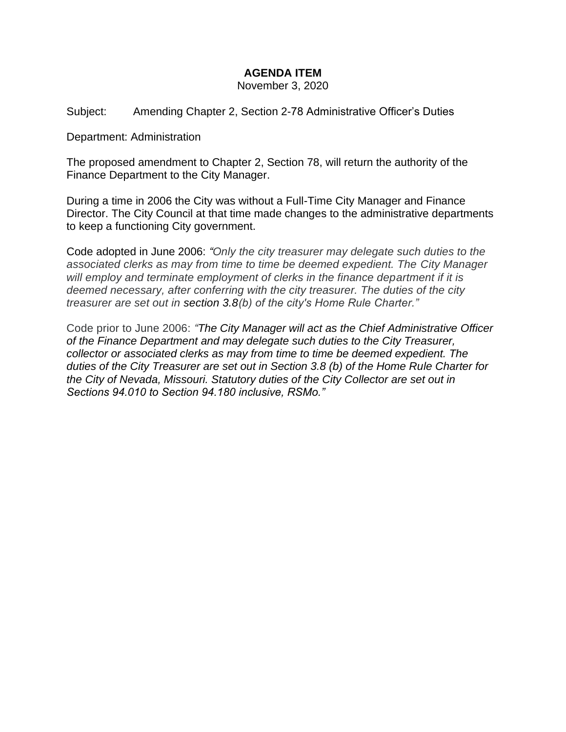# AGENDA ITEM

November 3, 2020

Subject: Amending Chapter 2, Section 2-78 Administrative Officer's Duties

Department: Administration

The proposed amendment to Chapter 2, Section 78, will return the authority of the Finance Department to the City Manager.

During a time in 2006 the City was without a Full-Time City Manager and Finance Director. The City Council at that time made changes to the administrative departments to keep a functioning City government.

Code adopted in June 2006: *"Only the city treasurer may delegate such duties to the associated clerks as may from time to time be deemed expedient. The City Manager will employ and terminate employment of clerks in the finance department if it is deemed necessary, after conferring with the city treasurer. The duties of the city treasurer are set out in section 3.8(b) of the city's Home Rule Charter."*

Code prior to June 2006: *"The City Manager will act as the Chief Administrative Officer of the Finance Department and may delegate such duties to the City Treasurer, collector or associated clerks as may from time to time be deemed expedient. The duties of the City Treasurer are set out in Section 3.8 (b) of the Home Rule Charter for the City of Nevada, Missouri. Statutory duties of the City Collector are set out in Sections 94.010 to Section 94.180 inclusive, RSMo."*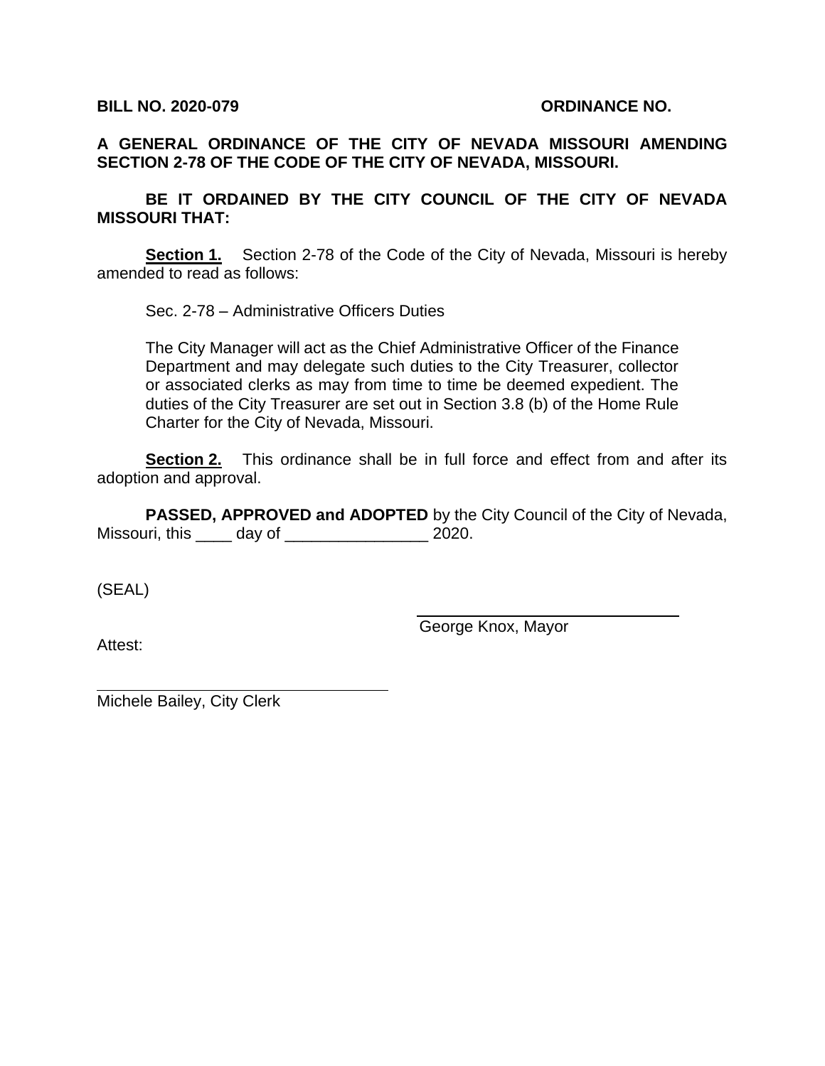**BILL NO. 2020-079** **ORDINANCE NO.**

**A GENERAL ORDINANCE OF THE CITY OF NEVADA MISSOURI AMENDING SECTION 2-78 OF THE CODE OF THE CITY OF NEVADA, MISSOURI.**

**BE IT ORDAINED BY THE CITY COUNCIL OF THE CITY OF NEVADA MISSOURI THAT:**

**Section 1.** Section 2-78 of the Code of the City of Nevada, Missouri is hereby amended to read as follows:

> Sec. 2-78 – Administrative Officers Duties
>
> The City Manager will act as the Chief Administrative Officer of the Finance Department and may delegate such duties to the City Treasurer, collector or associated clerks as may from time to time be deemed expedient. The duties of the City Treasurer are set out in Section 3.8 (b) of the Home Rule Charter for the City of Nevada, Missouri.

**Section 2.** This ordinance shall be in full force and effect from and after its adoption and approval.

**PASSED, APPROVED and ADOPTED** by the City Council of the City of Nevada, Missouri, this ____ day of ________________ 2020.

(SEAL)

George Knox, Mayor

Attest:

Michele Bailey, City Clerk